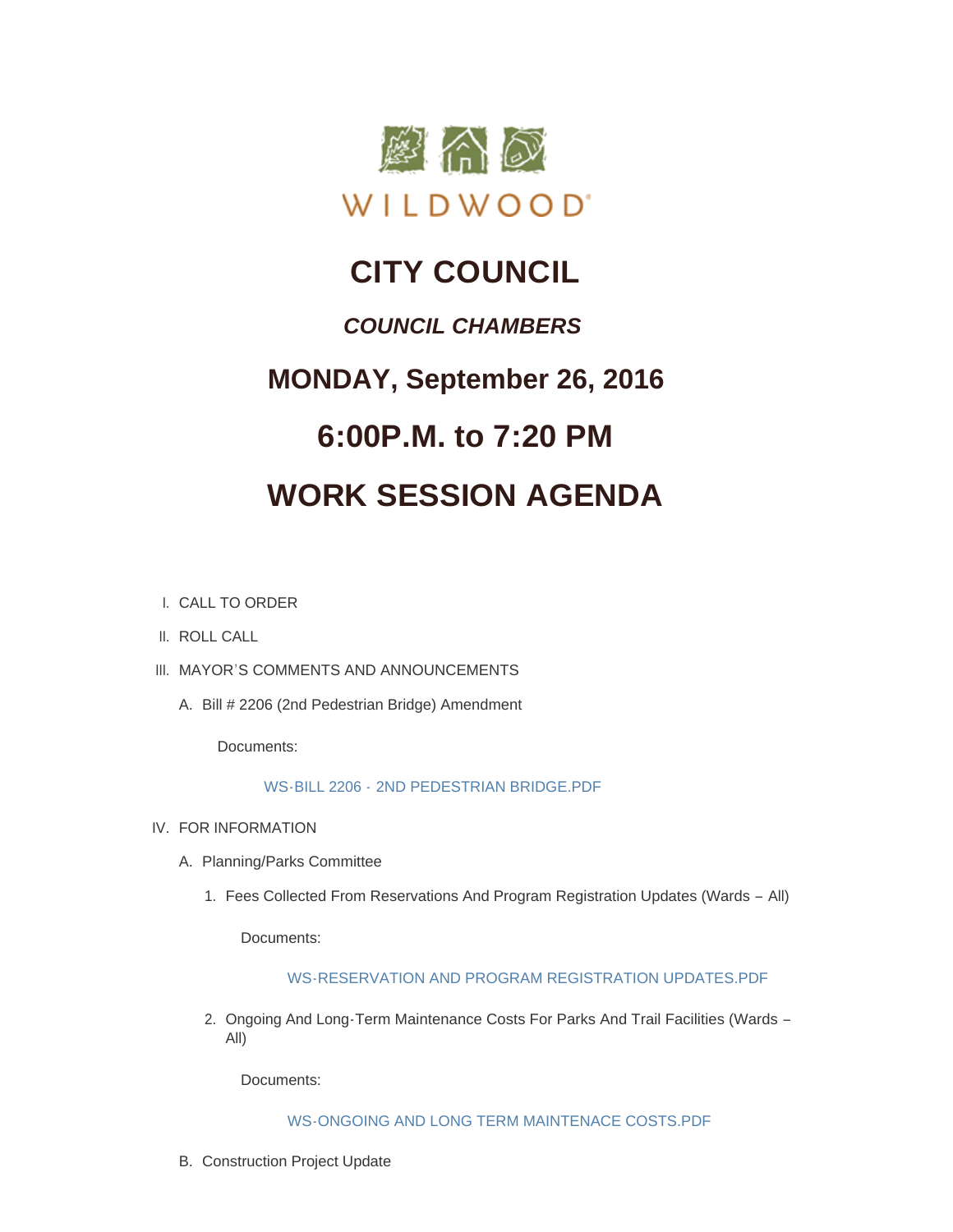WILDWOOD

# CITY COUNCIL

## *COUNCIL CHAMBERS*

## MONDAY, September 26, 2016

## 6:00P.M. to 7:20 PM

## WORK SESSION AGENDA

I. CALL TO ORDER

II. ROLL CALL

III. MAYOR'S COMMENTS AND ANNOUNCEMENTS

   A. Bill # 2206 (2nd Pedestrian Bridge) Amendment

      Documents:

      WS-BILL 2206 - 2ND PEDESTRIAN BRIDGE.PDF

IV. FOR INFORMATION

   A. Planning/Parks Committee

      1. Fees Collected From Reservations And Program Registration Updates (Wards – All)

         Documents:

         WS-RESERVATION AND PROGRAM REGISTRATION UPDATES.PDF

      2. Ongoing And Long-Term Maintenance Costs For Parks And Trail Facilities (Wards – All)

         Documents:

         WS-ONGOING AND LONG TERM MAINTENACE COSTS.PDF

   B. Construction Project Update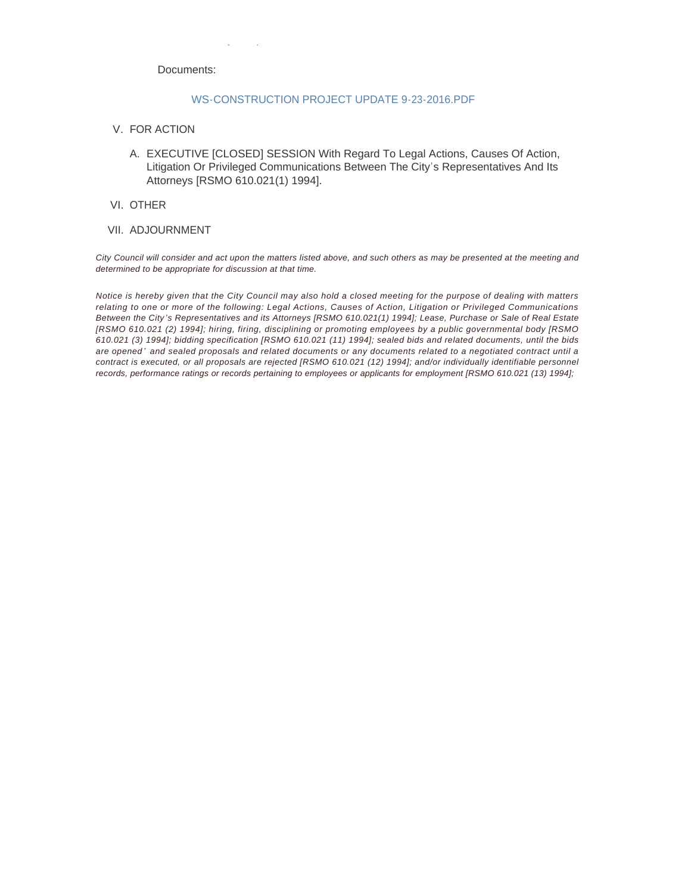Documents:

WS-CONSTRUCTION PROJECT UPDATE 9-23-2016.PDF

V. FOR ACTION

   A. EXECUTIVE [CLOSED] SESSION With Regard To Legal Actions, Causes Of Action, Litigation Or Privileged Communications Between The City's Representatives And Its Attorneys [RSMO 610.021(1) 1994].

VI. OTHER

VII. ADJOURNMENT

*City Council will consider and act upon the matters listed above, and such others as may be presented at the meeting and determined to be appropriate for discussion at that time.*

*Notice is hereby given that the City Council may also hold a closed meeting for the purpose of dealing with matters relating to one or more of the following: Legal Actions, Causes of Action, Litigation or Privileged Communications Between the City's Representatives and its Attorneys [RSMO 610.021(1) 1994]; Lease, Purchase or Sale of Real Estate [RSMO 610.021 (2) 1994]; hiring, firing, disciplining or promoting employees by a public governmental body [RSMO 610.021 (3) 1994]; bidding specification [RSMO 610.021 (11) 1994]; sealed bids and related documents, until the bids are opened' and sealed proposals and related documents or any documents related to a negotiated contract until a contract is executed, or all proposals are rejected [RSMO 610.021 (12) 1994]; and/or individually identifiable personnel records, performance ratings or records pertaining to employees or applicants for employment [RSMO 610.021 (13) 1994];*